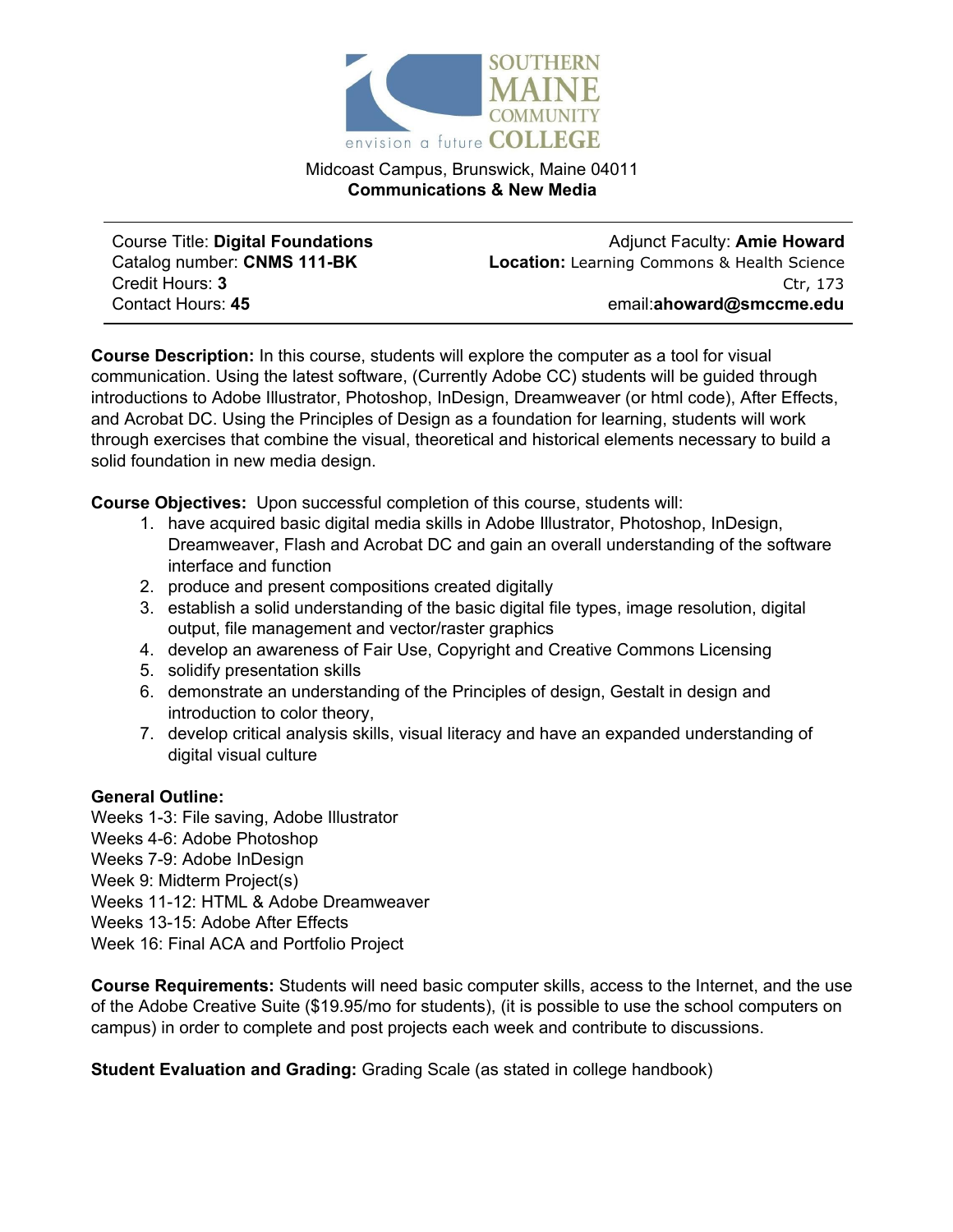SOUTHERN MAINE COMMUNITY COLLEGE

envision a future

Midcoast Campus, Brunswick, Maine 04011
**Communications & New Media**

---

Course Title: **Digital Foundations**
Catalog number: **CNMS 111-BK**
Credit Hours: **3**
Contact Hours: **45**

Adjunct Faculty: **Amie Howard**
**Location:** Learning Commons & Health Science Ctr, 173
email:**ahoward@smccme.edu**

---

**Course Description:** In this course, students will explore the computer as a tool for visual communication. Using the latest software, (Currently Adobe CC) students will be guided through introductions to Adobe Illustrator, Photoshop, InDesign, Dreamweaver (or html code), After Effects, and Acrobat DC. Using the Principles of Design as a foundation for learning, students will work through exercises that combine the visual, theoretical and historical elements necessary to build a solid foundation in new media design.

**Course Objectives:** Upon successful completion of this course, students will:

1. have acquired basic digital media skills in Adobe Illustrator, Photoshop, InDesign, Dreamweaver, Flash and Acrobat DC and gain an overall understanding of the software interface and function
2. produce and present compositions created digitally
3. establish a solid understanding of the basic digital file types, image resolution, digital output, file management and vector/raster graphics
4. develop an awareness of Fair Use, Copyright and Creative Commons Licensing
5. solidify presentation skills
6. demonstrate an understanding of the Principles of design, Gestalt in design and introduction to color theory,
7. develop critical analysis skills, visual literacy and have an expanded understanding of digital visual culture

**General Outline:**
Weeks 1-3: File saving, Adobe Illustrator
Weeks 4-6: Adobe Photoshop
Weeks 7-9: Adobe InDesign
Week 9: Midterm Project(s)
Weeks 11-12: HTML & Adobe Dreamweaver
Weeks 13-15: Adobe After Effects
Week 16: Final ACA and Portfolio Project

**Course Requirements:** Students will need basic computer skills, access to the Internet, and the use of the Adobe Creative Suite ($19.95/mo for students), (it is possible to use the school computers on campus) in order to complete and post projects each week and contribute to discussions.

**Student Evaluation and Grading:** Grading Scale (as stated in college handbook)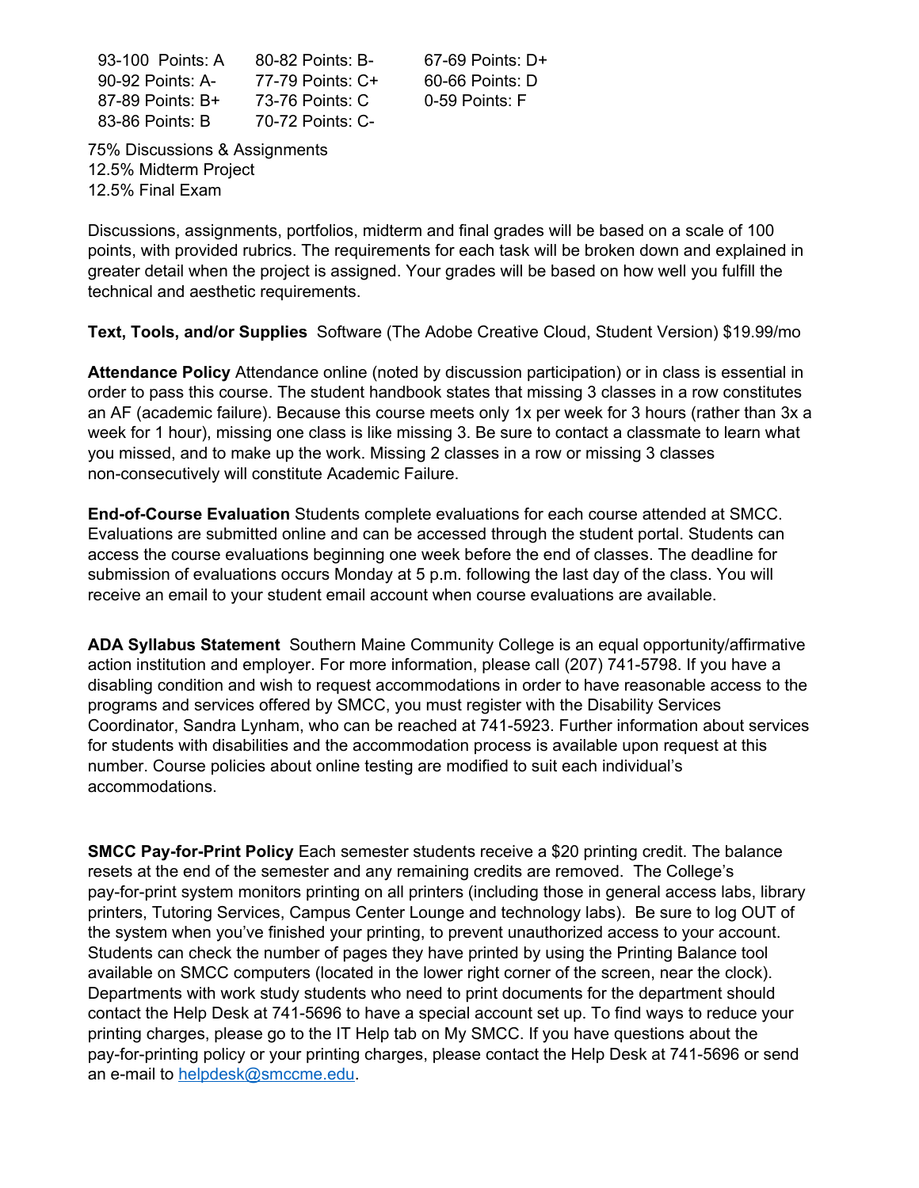| | | |
|---|---|---|
| 93-100 Points: A | 80-82 Points: B- | 67-69 Points: D+ |
| 90-92 Points: A- | 77-79 Points: C+ | 60-66 Points: D |
| 87-89 Points: B+ | 73-76 Points: C | 0-59 Points: F |
| 83-86 Points: B | 70-72 Points: C- | |

75% Discussions & Assignments
12.5% Midterm Project
12.5% Final Exam

Discussions, assignments, portfolios, midterm and final grades will be based on a scale of 100 points, with provided rubrics. The requirements for each task will be broken down and explained in greater detail when the project is assigned. Your grades will be based on how well you fulfill the technical and aesthetic requirements.

**Text, Tools, and/or Supplies** Software (The Adobe Creative Cloud, Student Version) $19.99/mo

**Attendance Policy** Attendance online (noted by discussion participation) or in class is essential in order to pass this course. The student handbook states that missing 3 classes in a row constitutes an AF (academic failure). Because this course meets only 1x per week for 3 hours (rather than 3x a week for 1 hour), missing one class is like missing 3. Be sure to contact a classmate to learn what you missed, and to make up the work. Missing 2 classes in a row or missing 3 classes non-consecutively will constitute Academic Failure.

**End-of-Course Evaluation** Students complete evaluations for each course attended at SMCC. Evaluations are submitted online and can be accessed through the student portal. Students can access the course evaluations beginning one week before the end of classes. The deadline for submission of evaluations occurs Monday at 5 p.m. following the last day of the class. You will receive an email to your student email account when course evaluations are available.

**ADA Syllabus Statement** Southern Maine Community College is an equal opportunity/affirmative action institution and employer. For more information, please call (207) 741-5798. If you have a disabling condition and wish to request accommodations in order to have reasonable access to the programs and services offered by SMCC, you must register with the Disability Services Coordinator, Sandra Lynham, who can be reached at 741-5923. Further information about services for students with disabilities and the accommodation process is available upon request at this number. Course policies about online testing are modified to suit each individual's accommodations.

**SMCC Pay-for-Print Policy** Each semester students receive a $20 printing credit. The balance resets at the end of the semester and any remaining credits are removed. The College's pay-for-print system monitors printing on all printers (including those in general access labs, library printers, Tutoring Services, Campus Center Lounge and technology labs). Be sure to log OUT of the system when you've finished your printing, to prevent unauthorized access to your account. Students can check the number of pages they have printed by using the Printing Balance tool available on SMCC computers (located in the lower right corner of the screen, near the clock). Departments with work study students who need to print documents for the department should contact the Help Desk at 741-5696 to have a special account set up. To find ways to reduce your printing charges, please go to the IT Help tab on My SMCC. If you have questions about the pay-for-printing policy or your printing charges, please contact the Help Desk at 741-5696 or send an e-mail to helpdesk@smccme.edu.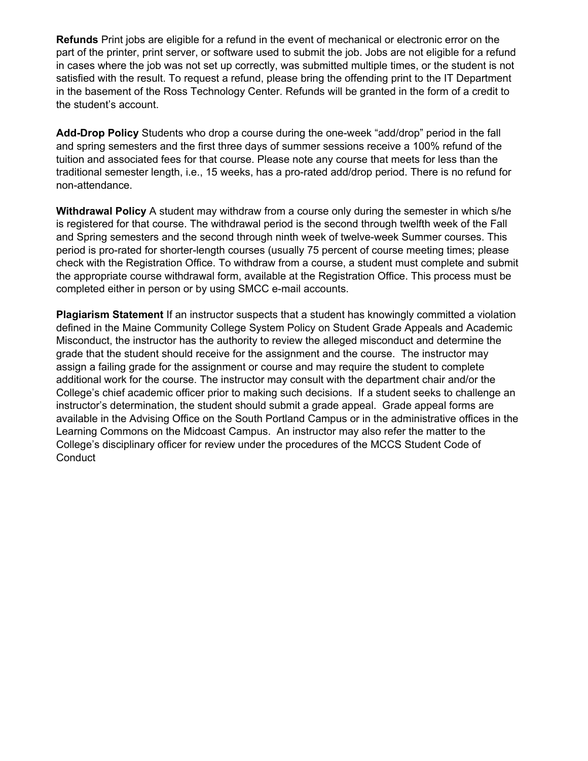**Refunds** Print jobs are eligible for a refund in the event of mechanical or electronic error on the part of the printer, print server, or software used to submit the job. Jobs are not eligible for a refund in cases where the job was not set up correctly, was submitted multiple times, or the student is not satisfied with the result. To request a refund, please bring the offending print to the IT Department in the basement of the Ross Technology Center. Refunds will be granted in the form of a credit to the student's account.

**Add-Drop Policy** Students who drop a course during the one-week "add/drop" period in the fall and spring semesters and the first three days of summer sessions receive a 100% refund of the tuition and associated fees for that course. Please note any course that meets for less than the traditional semester length, i.e., 15 weeks, has a pro-rated add/drop period. There is no refund for non-attendance.

**Withdrawal Policy** A student may withdraw from a course only during the semester in which s/he is registered for that course. The withdrawal period is the second through twelfth week of the Fall and Spring semesters and the second through ninth week of twelve-week Summer courses. This period is pro-rated for shorter-length courses (usually 75 percent of course meeting times; please check with the Registration Office. To withdraw from a course, a student must complete and submit the appropriate course withdrawal form, available at the Registration Office. This process must be completed either in person or by using SMCC e-mail accounts.

**Plagiarism Statement** If an instructor suspects that a student has knowingly committed a violation defined in the Maine Community College System Policy on Student Grade Appeals and Academic Misconduct, the instructor has the authority to review the alleged misconduct and determine the grade that the student should receive for the assignment and the course. The instructor may assign a failing grade for the assignment or course and may require the student to complete additional work for the course. The instructor may consult with the department chair and/or the College's chief academic officer prior to making such decisions. If a student seeks to challenge an instructor's determination, the student should submit a grade appeal. Grade appeal forms are available in the Advising Office on the South Portland Campus or in the administrative offices in the Learning Commons on the Midcoast Campus. An instructor may also refer the matter to the College's disciplinary officer for review under the procedures of the MCCS Student Code of Conduct